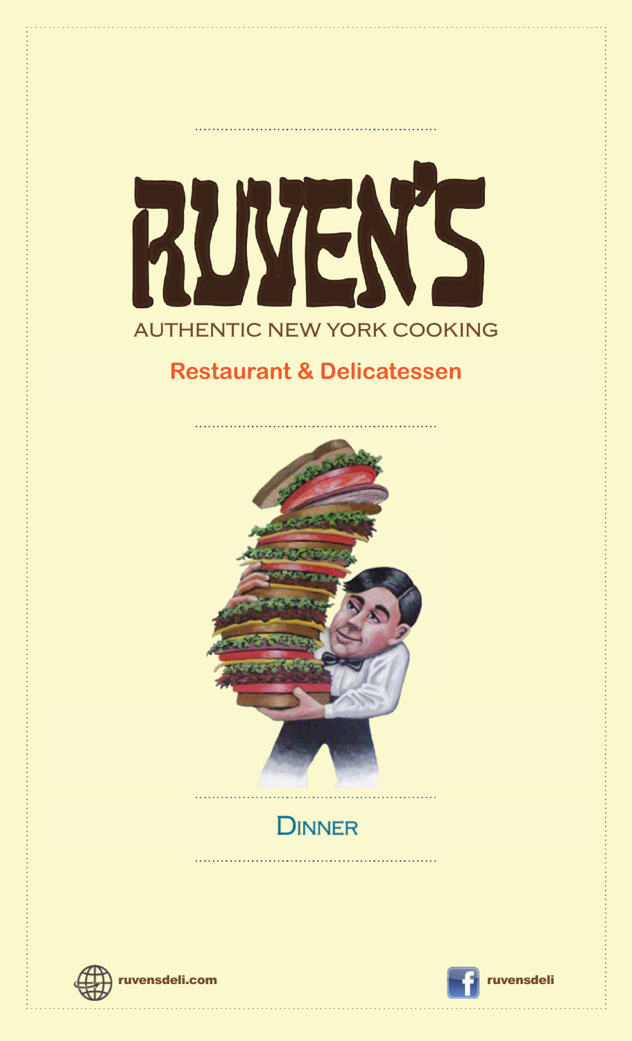# RUVEN'S

AUTHENTIC NEW YORK COOKING

**Restaurant & Delicatessen**

## Dinner

ruvensdeli.com

ruvensdeli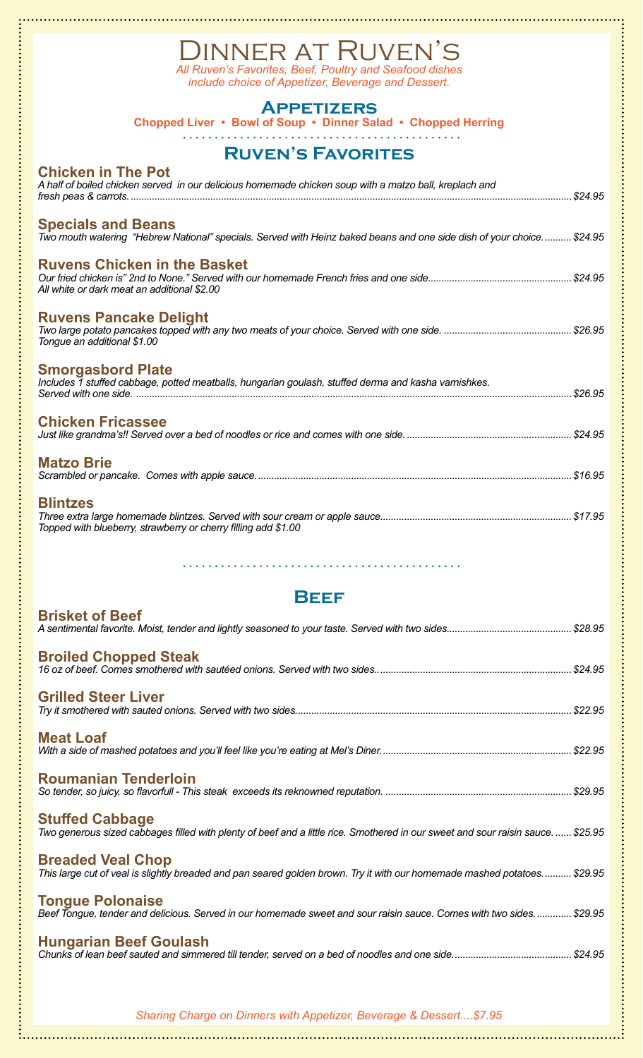# Dinner at Ruven's

*All Ruven's Favorites, Beef, Poultry and Seafood dishes include choice of Appetizer, Beverage and Dessert.*

## Appetizers

**Chopped Liver • Bowl of Soup • Dinner Salad • Chopped Herring**

## Ruven's Favorites

### Chicken in The Pot
*A half of boiled chicken served in our delicious homemade chicken soup with a matzo ball, kreplach and fresh peas & carrots.* ........ *$24.95*

### Specials and Beans
*Two mouth watering "Hebrew National" specials. Served with Heinz baked beans and one side dish of your choice.* ........ *$24.95*

### Ruvens Chicken in the Basket
*Our fried chicken is" 2nd to None." Served with our homemade French fries and one side* ........ *$24.95*
*All white or dark meat an additional $2.00*

### Ruvens Pancake Delight
*Two large potato pancakes topped with any two meats of your choice. Served with one side.* ........ *$26.95*
*Tongue an additional $1.00*

### Smorgasbord Plate
*Includes 1 stuffed cabbage, potted meatballs, hungarian goulash, stuffed derma and kasha varnishkes. Served with one side.* ........ *$26.95*

### Chicken Fricassee
*Just like grandma's!! Served over a bed of noodles or rice and comes with one side.* ........ *$24.95*

### Matzo Brie
*Scrambled or pancake. Comes with apple sauce.* ........ *$16.95*

### Blintzes
*Three extra large homemade blintzes. Served with sour cream or apple sauce* ........ *$17.95*
*Topped with blueberry, strawberry or cherry filling add $1.00*

## Beef

### Brisket of Beef
*A sentimental favorite. Moist, tender and lightly seasoned to your taste. Served with two sides* ........ *$28.95*

### Broiled Chopped Steak
*16 oz of beef. Comes smothered with sautéed onions. Served with two sides.* ........ *$24.95*

### Grilled Steer Liver
*Try it smothered with sauted onions. Served with two sides.* ........ *$22.95*

### Meat Loaf
*With a side of mashed potatoes and you'll feel like you're eating at Mel's Diner.* ........ *$22.95*

### Roumanian Tenderloin
*So tender, so juicy, so flavorfull - This steak exceeds its reknowned reputation.* ........ *$29.95*

### Stuffed Cabbage
*Two generous sized cabbages filled with plenty of beef and a little rice. Smothered in our sweet and sour raisin sauce.* ........ *$25.95*

### Breaded Veal Chop
*This large cut of veal is slightly breaded and pan seared golden brown. Try it with our homemade mashed potatoes.* ........ *$29.95*

### Tongue Polonaise
*Beef Tongue, tender and delicious. Served in our homemade sweet and sour raisin sauce. Comes with two sides.* ........ *$29.95*

### Hungarian Beef Goulash
*Chunks of lean beef sauted and simmered till tender, served on a bed of noodles and one side.* ........ *$24.95*

*Sharing Charge on Dinners with Appetizer, Beverage & Dessert....$7.95*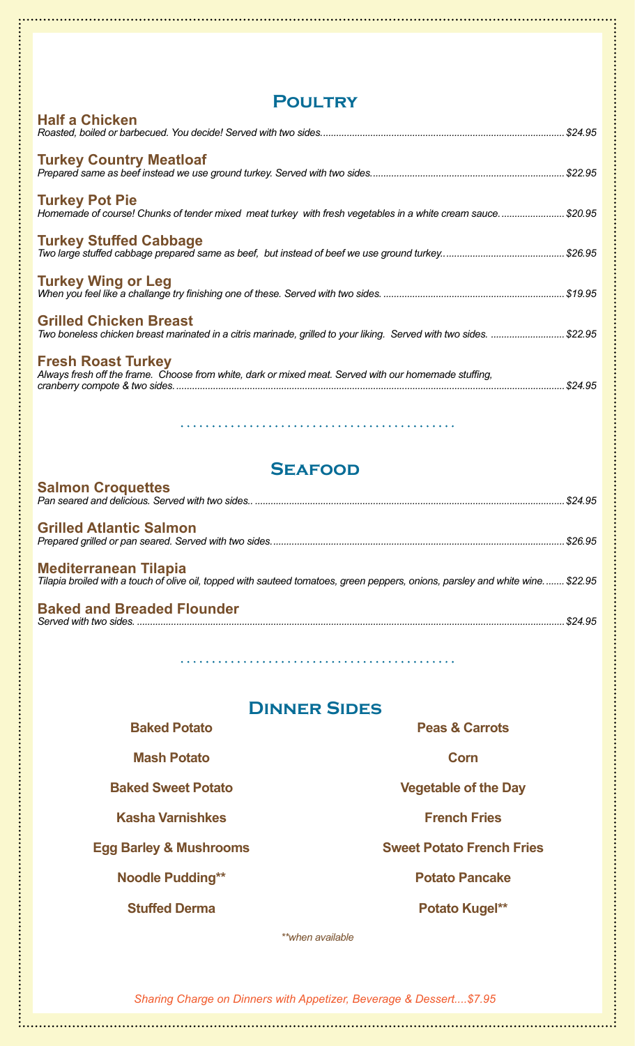## Poultry

**Half a Chicken**
*Roasted, boiled or barbecued. You decide! Served with two sides.* ...... $24.95

**Turkey Country Meatloaf**
*Prepared same as beef instead we use ground turkey. Served with two sides.* ...... $22.95

**Turkey Pot Pie**
*Homemade of course! Chunks of tender mixed meat turkey with fresh vegetables in a white cream sauce.* ...... $20.95

**Turkey Stuffed Cabbage**
*Two large stuffed cabbage prepared same as beef, but instead of beef we use ground turkey.* ...... $26.95

**Turkey Wing or Leg**
*When you feel like a challange try finishing one of these. Served with two sides.* ...... $19.95

**Grilled Chicken Breast**
*Two boneless chicken breast marinated in a citris marinade, grilled to your liking. Served with two sides.* ...... $22.95

**Fresh Roast Turkey**
*Always fresh off the frame. Choose from white, dark or mixed meat. Served with our homemade stuffing, cranberry compote & two sides.* ...... $24.95

## Seafood

**Salmon Croquettes**
*Pan seared and delicious. Served with two sides..* ...... $24.95

**Grilled Atlantic Salmon**
*Prepared grilled or pan seared. Served with two sides.* ...... $26.95

**Mediterranean Tilapia**
*Tilapia broiled with a touch of olive oil, topped with sauteed tomatoes, green peppers, onions, parsley and white wine.* ...... $22.95

**Baked and Breaded Flounder**
*Served with two sides.* ...... $24.95

## Dinner Sides

- **Baked Potato**
- **Mash Potato**
- **Baked Sweet Potato**
- **Kasha Varnishkes**
- **Egg Barley & Mushrooms**
- **Noodle Pudding****
- **Stuffed Derma**
- **Peas & Carrots**
- **Corn**
- **Vegetable of the Day**
- **French Fries**
- **Sweet Potato French Fries**
- **Potato Pancake**
- **Potato Kugel****

*\*\*when available*

*Sharing Charge on Dinners with Appetizer, Beverage & Dessert....$7.95*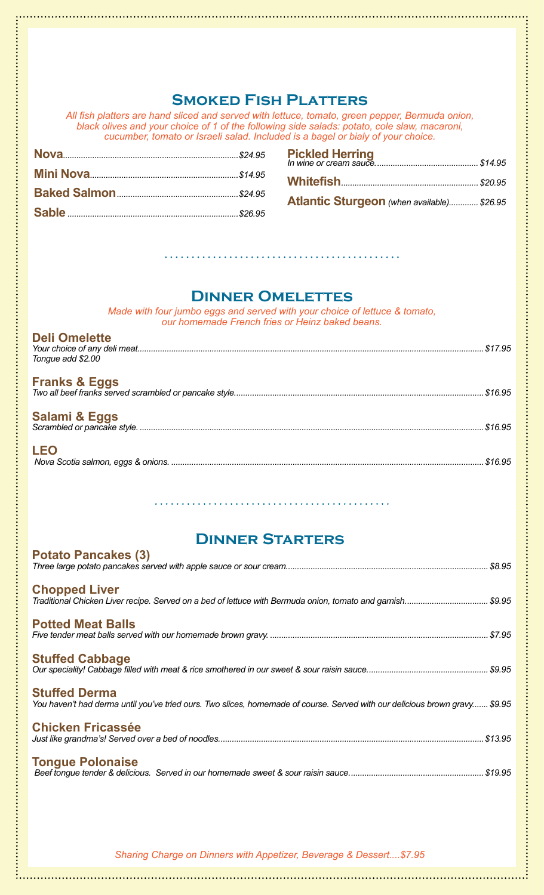## Smoked Fish Platters

*All fish platters are hand sliced and served with lettuce, tomato, green pepper, Bermuda onion, black olives and your choice of 1 of the following side salads: potato, cole slaw, macaroni, cucumber, tomato or Israeli salad. Included is a bagel or bialy of your choice.*

**Nova**............................................................................$24.95

**Mini Nova**.................................................................$14.95

**Baked Salmon**.....................................................$24.95

**Sable**............................................................................$26.95

**Pickled Herring**
*In wine or cream sauce.*.............................................$14.95

**Whitefish**.............................................................$20.95

**Atlantic Sturgeon** *(when available)*............$26.95

## Dinner Omelettes

*Made with four jumbo eggs and served with your choice of lettuce & tomato, our homemade French fries or Heinz baked beans.*

**Deli Omelette**
*Your choice of any deli meat*..........................................$17.95
*Tongue add $2.00*

**Franks & Eggs**
*Two all beef franks served scrambled or pancake style*..........................................$16.95

**Salami & Eggs**
*Scrambled or pancake style.*..........................................$16.95

**LEO**
*Nova Scotia salmon, eggs & onions.*..........................................$16.95

## Dinner Starters

**Potato Pancakes (3)**
*Three large potato pancakes served with apple sauce or sour cream*..........................................$8.95

**Chopped Liver**
*Traditional Chicken Liver recipe. Served on a bed of lettuce with Bermuda onion, tomato and garnish.*..........................................$9.95

**Potted Meat Balls**
*Five tender meat balls served with our homemade brown gravy.*..........................................$7.95

**Stuffed Cabbage**
*Our speciality! Cabbage filled with meat & rice smothered in our sweet & sour raisin sauce.*..........................................$9.95

**Stuffed Derma**
*You haven't had derma until you've tried ours. Two slices, homemade of course. Served with our delicious brown gravy.*......$9.95

**Chicken Fricassée**
*Just like grandma's! Served over a bed of noodles.*..........................................$13.95

**Tongue Polonaise**
*Beef tongue tender & delicious. Served in our homemade sweet & sour raisin sauce.*..........................................$19.95

*Sharing Charge on Dinners with Appetizer, Beverage & Dessert....$7.95*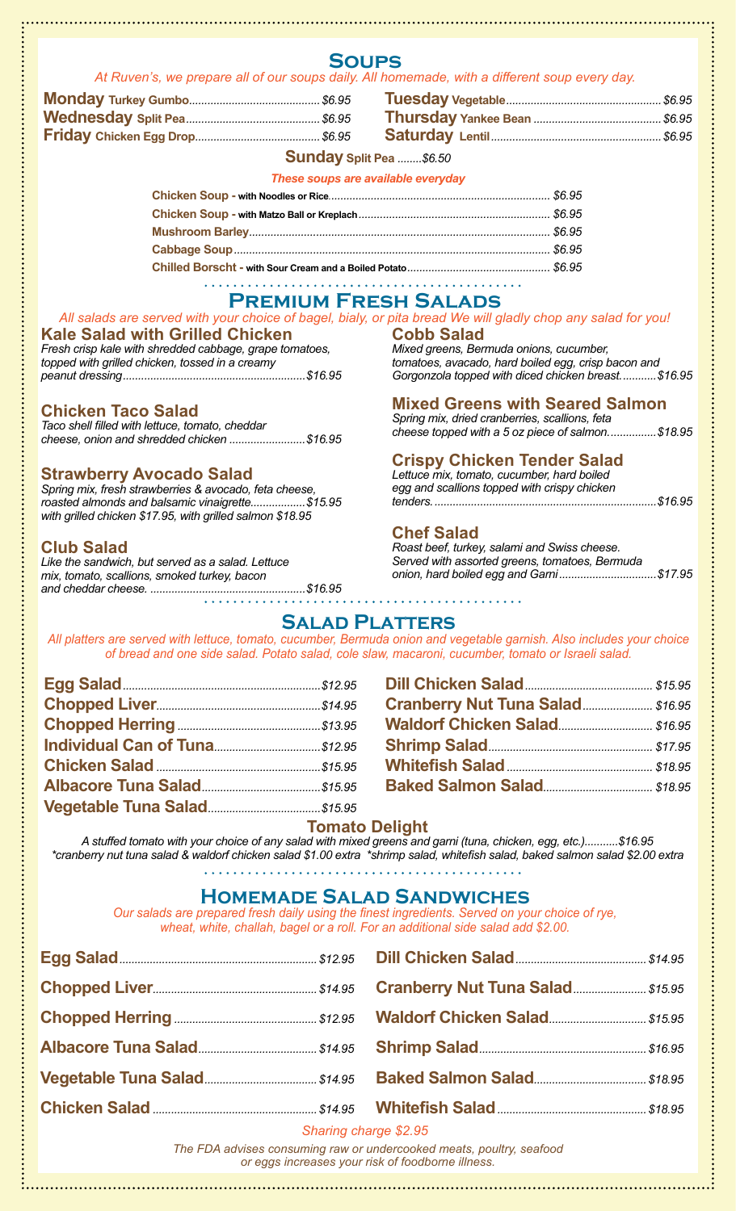## Soups

*At Ruven's, we prepare all of our soups daily. All homemade, with a different soup every day.*

**Monday** Turkey Gumbo ... $6.95
**Tuesday** Vegetable ... $6.95
**Wednesday** Split Pea ... $6.95
**Thursday** Yankee Bean ... $6.95
**Friday** Chicken Egg Drop ... $6.95
**Saturday** Lentil ... $6.95
**Sunday** Split Pea ... $6.50

*These soups are available everyday*

**Chicken Soup** - with Noodles or Rice ... $6.95
**Chicken Soup** - with Matzo Ball or Kreplach ... $6.95
**Mushroom Barley** ... $6.95
**Cabbage Soup** ... $6.95
**Chilled Borscht** - with Sour Cream and a Boiled Potato ... $6.95

## Premium Fresh Salads

*All salads are served with your choice of bagel, bialy, or pita bread We will gladly chop any salad for you!*

### Kale Salad with Grilled Chicken
*Fresh crisp kale with shredded cabbage, grape tomatoes, topped with grilled chicken, tossed in a creamy peanut dressing ... $16.95*

### Chicken Taco Salad
*Taco shell filled with lettuce, tomato, cheddar cheese, onion and shredded chicken ... $16.95*

### Strawberry Avocado Salad
*Spring mix, fresh strawberries & avocado, feta cheese, roasted almonds and balsamic vinaigrette ... $15.95 with grilled chicken $17.95, with grilled salmon $18.95*

### Club Salad
*Like the sandwich, but served as a salad. Lettuce mix, tomato, scallions, smoked turkey, bacon and cheddar cheese. ... $16.95*

### Cobb Salad
*Mixed greens, Bermuda onions, cucumber, tomatoes, avacado, hard boiled egg, crisp bacon and Gorgonzola topped with diced chicken breast ... $16.95*

### Mixed Greens with Seared Salmon
*Spring mix, dried cranberries, scallions, feta cheese topped with a 5 oz piece of salmon ... $18.95*

### Crispy Chicken Tender Salad
*Lettuce mix, tomato, cucumber, hard boiled egg and scallions topped with crispy chicken tenders. ... $16.95*

### Chef Salad
*Roast beef, turkey, salami and Swiss cheese. Served with assorted greens, tomatoes, Bermuda onion, hard boiled egg and Garni ... $17.95*

## Salad Platters

*All platters are served with lettuce, tomato, cucumber, Bermuda onion and vegetable garnish. Also includes your choice of bread and one side salad. Potato salad, cole slaw, macaroni, cucumber, tomato or Israeli salad.*

**Egg Salad** ... $12.95
**Chopped Liver** ... $14.95
**Chopped Herring** ... $13.95
**Individual Can of Tuna** ... $12.95
**Chicken Salad** ... $15.95
**Albacore Tuna Salad** ... $15.95
**Vegetable Tuna Salad** ... $15.95
**Dill Chicken Salad** ... $15.95
**Cranberry Nut Tuna Salad** ... $16.95
**Waldorf Chicken Salad** ... $16.95
**Shrimp Salad** ... $17.95
**Whitefish Salad** ... $18.95
**Baked Salmon Salad** ... $18.95

### Tomato Delight
*A stuffed tomato with your choice of any salad with mixed greens and garni (tuna, chicken, egg, etc.) ... $16.95*
*\*cranberry nut tuna salad & waldorf chicken salad $1.00 extra \*shrimp salad, whitefish salad, baked salmon salad $2.00 extra*

## Homemade Salad Sandwiches

*Our salads are prepared fresh daily using the finest ingredients. Served on your choice of rye, wheat, white, challah, bagel or a roll. For an additional side salad add $2.00.*

**Egg Salad** ... $12.95
**Chopped Liver** ... $14.95
**Chopped Herring** ... $12.95
**Albacore Tuna Salad** ... $14.95
**Vegetable Tuna Salad** ... $14.95
**Chicken Salad** ... $14.95
**Dill Chicken Salad** ... $14.95
**Cranberry Nut Tuna Salad** ... $15.95
**Waldorf Chicken Salad** ... $15.95
**Shrimp Salad** ... $16.95
**Baked Salmon Salad** ... $18.95
**Whitefish Salad** ... $18.95

*Sharing charge $2.95*

*The FDA advises consuming raw or undercooked meats, poultry, seafood or eggs increases your risk of foodborne illness.*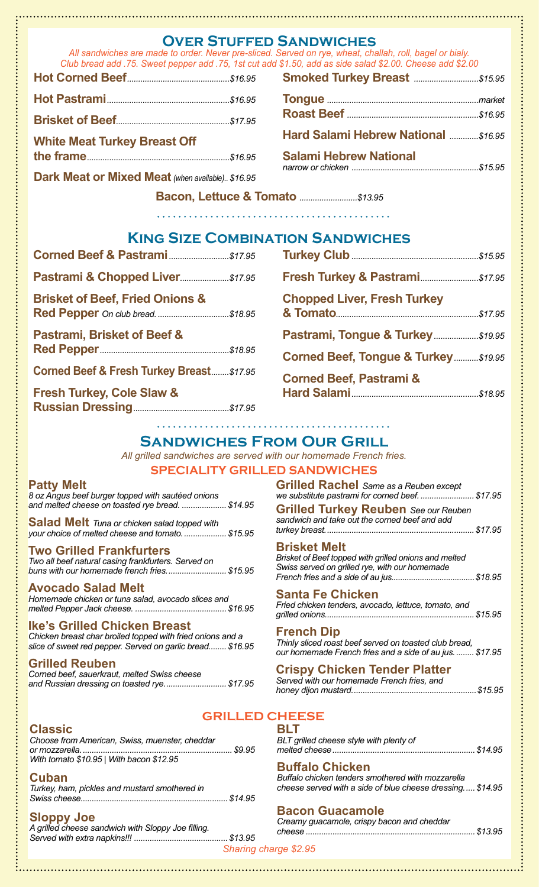# Over Stuffed Sandwiches

*All sandwiches are made to order. Never pre-sliced. Served on rye, wheat, challah, roll, bagel or bialy. Club bread add .75. Sweet pepper add .75, 1st cut add $1.50, add as side salad $2.00. Cheese add $2.00*

- **Hot Corned Beef** ............ *$16.95*
- **Hot Pastrami** ............ *$16.95*
- **Brisket of Beef** ............ *$17.95*
- **White Meat Turkey Breast Off the frame** ............ *$16.95*
- **Dark Meat or Mixed Meat** *(when available)*.. *$16.95*
- **Smoked Turkey Breast** ............ *$15.95*
- **Tongue** ............ *market*
- **Roast Beef** ............ *$16.95*
- **Hard Salami Hebrew National** ............ *$16.95*
- **Salami Hebrew National** *narrow or chicken* ............ *$15.95*
- **Bacon, Lettuce & Tomato** ............ *$13.95*

# King Size Combination Sandwiches

- **Corned Beef & Pastrami** ............ *$17.95*
- **Pastrami & Chopped Liver** ............ *$17.95*
- **Brisket of Beef, Fried Onions & Red Pepper** *On club bread.* ............ *$18.95*
- **Pastrami, Brisket of Beef & Red Pepper** ............ *$18.95*
- **Corned Beef & Fresh Turkey Breast** ............ *$17.95*
- **Fresh Turkey, Cole Slaw & Russian Dressing** ............ *$17.95*
- **Turkey Club** ............ *$15.95*
- **Fresh Turkey & Pastrami** ............ *$17.95*
- **Chopped Liver, Fresh Turkey & Tomato** ............ *$17.95*
- **Pastrami, Tongue & Turkey** ............ *$19.95*
- **Corned Beef, Tongue & Turkey** ............ *$19.95*
- **Corned Beef, Pastrami & Hard Salami** ............ *$18.95*

# Sandwiches From Our Grill

*All grilled sandwiches are served with our homemade French fries.*

## Speciality Grilled Sandwiches

**Patty Melt**
*8 oz Angus beef burger topped with sautéed onions and melted cheese on toasted rye bread.* ............ $14.95

**Salad Melt** *Tuna or chicken salad topped with your choice of melted cheese and tomato.* ............ $15.95

**Two Grilled Frankfurters**
*Two all beef natural casing frankfurters. Served on buns with our homemade french fries.* ............ $15.95

**Avocado Salad Melt**
*Homemade chicken or tuna salad, avocado slices and melted Pepper Jack cheese.* ............ $16.95

**Ike's Grilled Chicken Breast**
*Chicken breast char broiled topped with fried onions and a slice of sweet red pepper. Served on garlic bread.* ............ $16.95

**Grilled Reuben**
*Corned beef, sauerkraut, melted Swiss cheese and Russian dressing on toasted rye.* ............ $17.95

**Grilled Rachel** *Same as a Reuben except we substitute pastrami for corned beef.* ............ $17.95

**Grilled Turkey Reuben** *See our Reuben sandwich and take out the corned beef and add turkey breast.* ............ $17.95

**Brisket Melt**
*Brisket of Beef topped with grilled onions and melted Swiss served on grilled rye, with our homemade French fries and a side of au jus.* ............ $18.95

**Santa Fe Chicken**
*Fried chicken tenders, avocado, lettuce, tomato, and grilled onions.* ............ $15.95

**French Dip**
*Thinly sliced roast beef served on toasted club bread, our homemade French fries and a side of au jus.* ............ $17.95

**Crispy Chicken Tender Platter**
*Served with our homemade French fries, and honey dijon mustard.* ............ $15.95

## Grilled Cheese

**Classic**
*Choose from American, Swiss, muenster, cheddar or mozzarella.* ............ $9.95
*With tomato $10.95 | With bacon $12.95*

**Cuban**
*Turkey, ham, pickles and mustard smothered in Swiss cheese.* ............ $14.95

**Sloppy Joe**
*A grilled cheese sandwich with Sloppy Joe filling. Served with extra napkins!!!* ............ $13.95

**BLT**
*BLT grilled cheese style with plenty of melted cheese* ............ $14.95

**Buffalo Chicken**
*Buffalo chicken tenders smothered with mozzarella cheese served with a side of blue cheese dressing.* ............ $14.95

**Bacon Guacamole**
*Creamy guacamole, crispy bacon and cheddar cheese* ............ $13.95

*Sharing charge $2.95*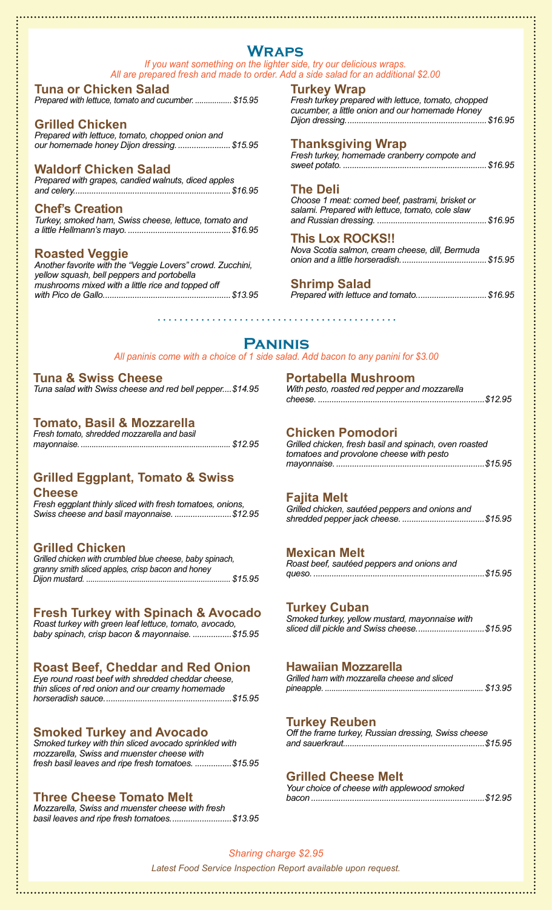# Wraps

*If you want something on the lighter side, try our delicious wraps.*
*All are prepared fresh and made to order. Add a side salad for an additional $2.00*

### Tuna or Chicken Salad
*Prepared with lettuce, tomato and cucumber. ................. $15.95*

### Grilled Chicken
*Prepared with lettuce, tomato, chopped onion and our homemade honey Dijon dressing. ....................... $15.95*

### Waldorf Chicken Salad
*Prepared with grapes, candied walnuts, diced apples and celery.................................................................... $16.95*

### Chef's Creation
*Turkey, smoked ham, Swiss cheese, lettuce, tomato and a little Hellmann's mayo. ............................................ $16.95*

### Roasted Veggie
*Another favorite with the "Veggie Lovers" crowd. Zucchini, yellow squash, bell peppers and portobella mushrooms mixed with a little rice and topped off with Pico de Gallo........................................................ $13.95*

### Turkey Wrap
*Fresh turkey prepared with lettuce, tomato, chopped cucumber, a little onion and our homemade Honey Dijon dressing............................................................. $16.95*

### Thanksgiving Wrap
*Fresh turkey, homemade cranberry compote and sweet potato. .............................................................. $16.95*

### The Deli
*Choose 1 meat: corned beef, pastrami, brisket or salami. Prepared with lettuce, tomato, cole slaw and Russian dressing. ................................................ $16.95*

### This Lox ROCKS!!
*Nova Scotia salmon, cream cheese, dill, Bermuda onion and a little horseradish..................................... $15.95*

### Shrimp Salad
*Prepared with lettuce and tomato............................... $16.95*

# Paninis

*All paninis come with a choice of 1 side salad. Add bacon to any panini for $3.00*

### Tuna & Swiss Cheese
*Tuna salad with Swiss cheese and red bell pepper.... $14.95*

### Tomato, Basil & Mozzarella
*Fresh tomato, shredded mozzarella and basil mayonnaise. .................................................................... $12.95*

### Grilled Eggplant, Tomato & Swiss Cheese
*Fresh eggplant thinly sliced with fresh tomatoes, onions, Swiss cheese and basil mayonnaise. ......................... $12.95*

### Grilled Chicken
*Grilled chicken with crumbled blue cheese, baby spinach, granny smith sliced apples, crisp bacon and honey Dijon mustard. .................................................................. $15.95*

### Fresh Turkey with Spinach & Avocado
*Roast turkey with green leaf lettuce, tomato, avocado, baby spinach, crisp bacon & mayonnaise. ................. $15.95*

### Roast Beef, Cheddar and Red Onion
*Eye round roast beef with shredded cheddar cheese, thin slices of red onion and our creamy homemade horseradish sauce....................................................... $15.95*

### Smoked Turkey and Avocado
*Smoked turkey with thin sliced avocado sprinkled with mozzarella, Swiss and muenster cheese with fresh basil leaves and ripe fresh tomatoes. ................ $15.95*

### Three Cheese Tomato Melt
*Mozzarella, Swiss and muenster cheese with fresh basil leaves and ripe fresh tomatoes........................... $13.95*

### Portabella Mushroom
*With pesto, roasted red pepper and mozzarella cheese. ......................................................................... $12.95*

### Chicken Pomodori
*Grilled chicken, fresh basil and spinach, oven roasted tomatoes and provolone cheese with pesto mayonnaise. ................................................................. $15.95*

### Fajita Melt
*Grilled chicken, sautéed peppers and onions and shredded pepper jack cheese. .................................... $15.95*

### Mexican Melt
*Roast beef, sautéed peppers and onions and queso. ........................................................................... $15.95*

### Turkey Cuban
*Smoked turkey, yellow mustard, mayonnaise with sliced dill pickle and Swiss cheese............................. $15.95*

### Hawaiian Mozzarella
*Grilled ham with mozzarella cheese and sliced pineapple. ....................................................................... $13.95*

### Turkey Reuben
*Off the frame turkey, Russian dressing, Swiss cheese and sauerkraut............................................................. $15.95*

### Grilled Cheese Melt
*Your choice of cheese with applewood smoked bacon ........................................................................... $12.95*

*Sharing charge $2.95*

*Latest Food Service Inspection Report available upon request.*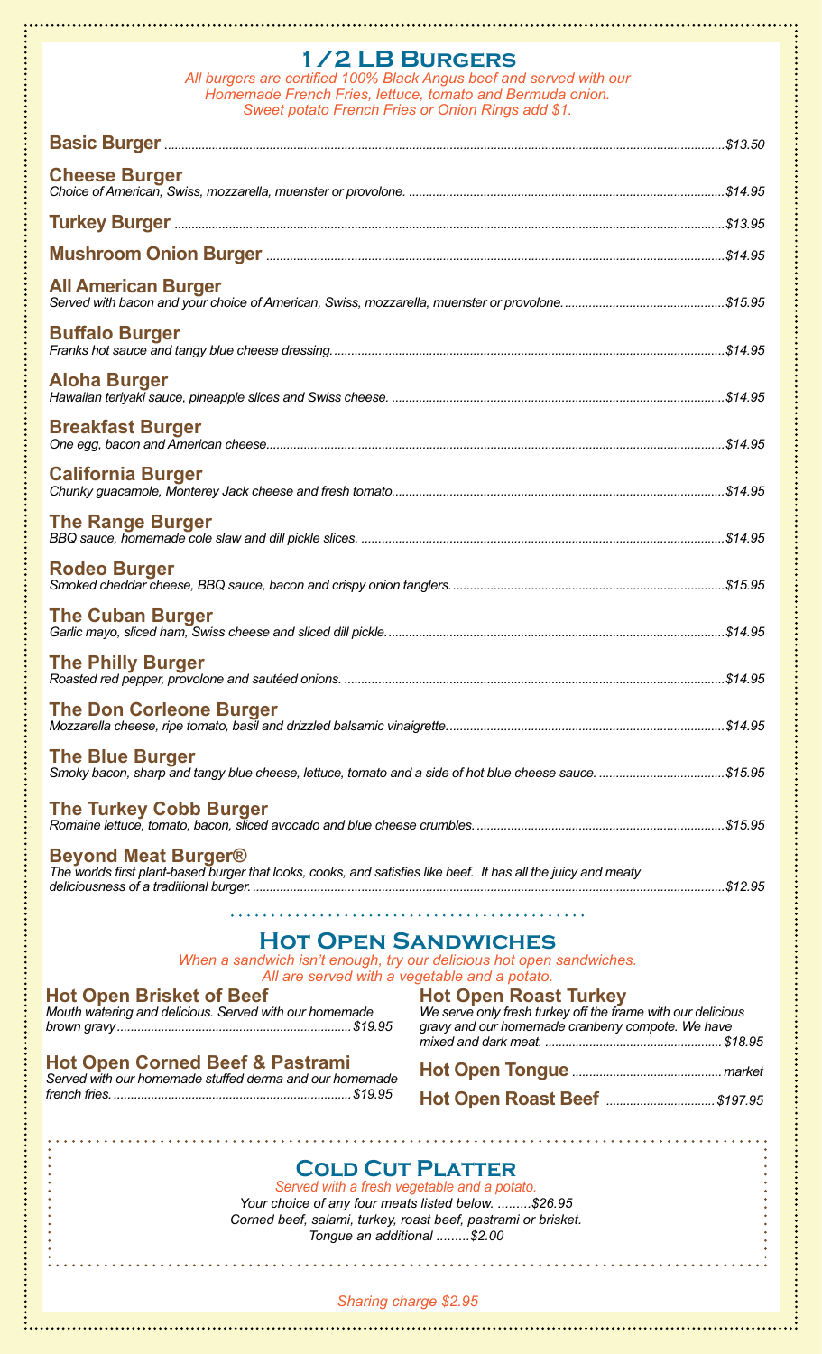# 1/2 LB Burgers

*All burgers are certified 100% Black Angus beef and served with our Homemade French Fries, lettuce, tomato and Bermuda onion. Sweet potato French Fries or Onion Rings add $1.*

**Basic Burger** ........ *$13.50*

**Cheese Burger**
*Choice of American, Swiss, mozzarella, muenster or provolone.* ........ *$14.95*

**Turkey Burger** ........ *$13.95*

**Mushroom Onion Burger** ........ *$14.95*

**All American Burger**
*Served with bacon and your choice of American, Swiss, mozzarella, muenster or provolone.* ........ *$15.95*

**Buffalo Burger**
*Franks hot sauce and tangy blue cheese dressing.* ........ *$14.95*

**Aloha Burger**
*Hawaiian teriyaki sauce, pineapple slices and Swiss cheese.* ........ *$14.95*

**Breakfast Burger**
*One egg, bacon and American cheese* ........ *$14.95*

**California Burger**
*Chunky guacamole, Monterey Jack cheese and fresh tomato* ........ *$14.95*

**The Range Burger**
*BBQ sauce, homemade cole slaw and dill pickle slices.* ........ *$14.95*

**Rodeo Burger**
*Smoked cheddar cheese, BBQ sauce, bacon and crispy onion tanglers.* ........ *$15.95*

**The Cuban Burger**
*Garlic mayo, sliced ham, Swiss cheese and sliced dill pickle.* ........ *$14.95*

**The Philly Burger**
*Roasted red pepper, provolone and sautéed onions.* ........ *$14.95*

**The Don Corleone Burger**
*Mozzarella cheese, ripe tomato, basil and drizzled balsamic vinaigrette.* ........ *$14.95*

**The Blue Burger**
*Smoky bacon, sharp and tangy blue cheese, lettuce, tomato and a side of hot blue cheese sauce.* ........ *$15.95*

**The Turkey Cobb Burger**
*Romaine lettuce, tomato, bacon, sliced avocado and blue cheese crumbles.* ........ *$15.95*

**Beyond Meat Burger®**
*The worlds first plant-based burger that looks, cooks, and satisfies like beef. It has all the juicy and meaty deliciousness of a traditional burger.* ........ *$12.95*

# Hot Open Sandwiches

*When a sandwich isn't enough, try our delicious hot open sandwiches. All are served with a vegetable and a potato.*

**Hot Open Brisket of Beef**
*Mouth watering and delicious. Served with our homemade brown gravy* ........ *$19.95*

**Hot Open Corned Beef & Pastrami**
*Served with our homemade stuffed derma and our homemade french fries.* ........ *$19.95*

**Hot Open Roast Turkey**
*We serve only fresh turkey off the frame with our delicious gravy and our homemade cranberry compote. We have mixed and dark meat.* ........ *$18.95*

**Hot Open Tongue** ........ *market*

**Hot Open Roast Beef** ........ *$197.95*

# Cold Cut Platter

*Served with a fresh vegetable and a potato.*

*Your choice of any four meats listed below. .........$26.95*

*Corned beef, salami, turkey, roast beef, pastrami or brisket.*

*Tongue an additional .........$2.00*

*Sharing charge $2.95*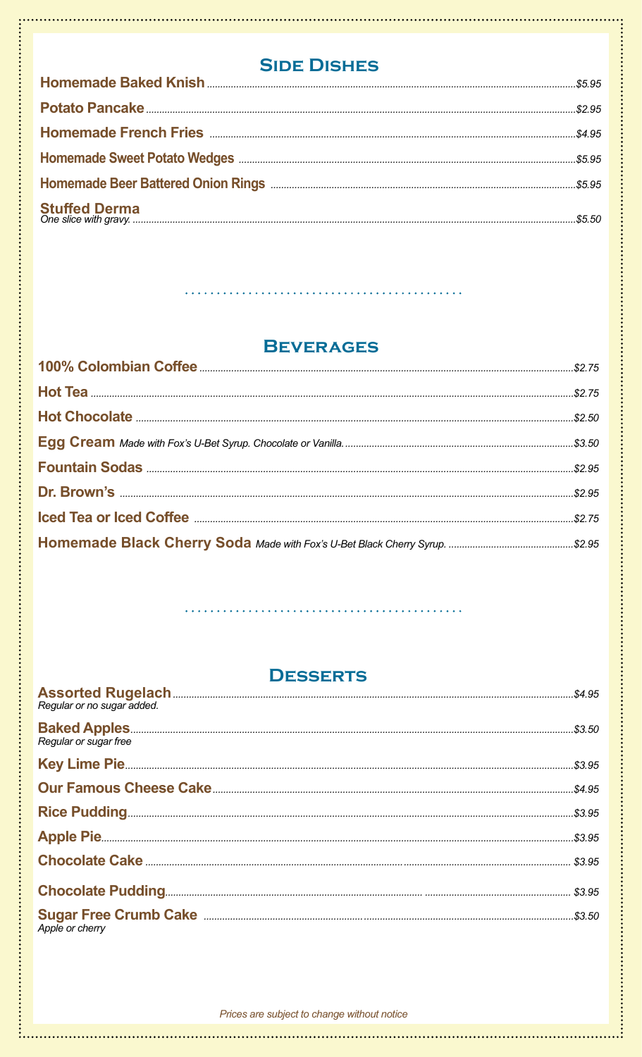## Side Dishes

**Homemade Baked Knish** ........ *$5.95*

**Potato Pancake** ........ *$2.95*

**Homemade French Fries** ........ *$4.95*

**Homemade Sweet Potato Wedges** ........ *$5.95*

**Homemade Beer Battered Onion Rings** ........ *$5.95*

**Stuffed Derma**
*One slice with gravy.* ........ *$5.50*

## Beverages

**100% Colombian Coffee** ........ *$2.75*

**Hot Tea** ........ *$2.75*

**Hot Chocolate** ........ *$2.50*

**Egg Cream** *Made with Fox's U-Bet Syrup. Chocolate or Vanilla.* ........ *$3.50*

**Fountain Sodas** ........ *$2.95*

**Dr. Brown's** ........ *$2.95*

**Iced Tea or Iced Coffee** ........ *$2.75*

**Homemade Black Cherry Soda** *Made with Fox's U-Bet Black Cherry Syrup.* ........ *$2.95*

## Desserts

**Assorted Rugelach** ........ *$4.95*
*Regular or no sugar added.*

**Baked Apples** ........ *$3.50*
*Regular or sugar free*

**Key Lime Pie** ........ *$3.95*

**Our Famous Cheese Cake** ........ *$4.95*

**Rice Pudding** ........ *$3.95*

**Apple Pie** ........ *$3.95*

**Chocolate Cake** ........ *$3.95*

**Chocolate Pudding** ........ *$3.95*

**Sugar Free Crumb Cake** ........ *$3.50*
*Apple or cherry*

*Prices are subject to change without notice*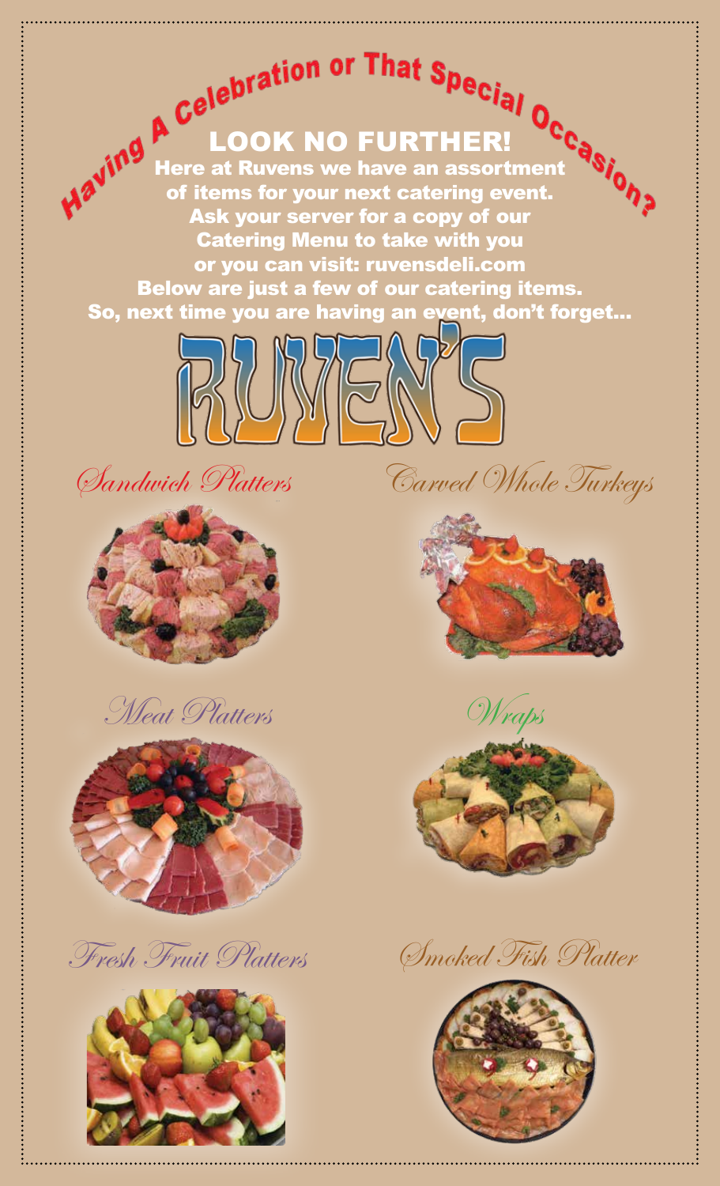Having A Celebration or That Special Occasion?

## LOOK NO FURTHER!

**Here at Ruvens we have an assortment of items for your next catering event. Ask your server for a copy of our Catering Menu to take with you or you can visit: ruvensdeli.com Below are just a few of our catering items. So, next time you are having an event, don't forget...**

# RUVEN'S

*Sandwich Platters*

*Carved Whole Turkeys*

*Meat Platters*

*Wraps*

*Fresh Fruit Platters*

*Smoked Fish Platter*